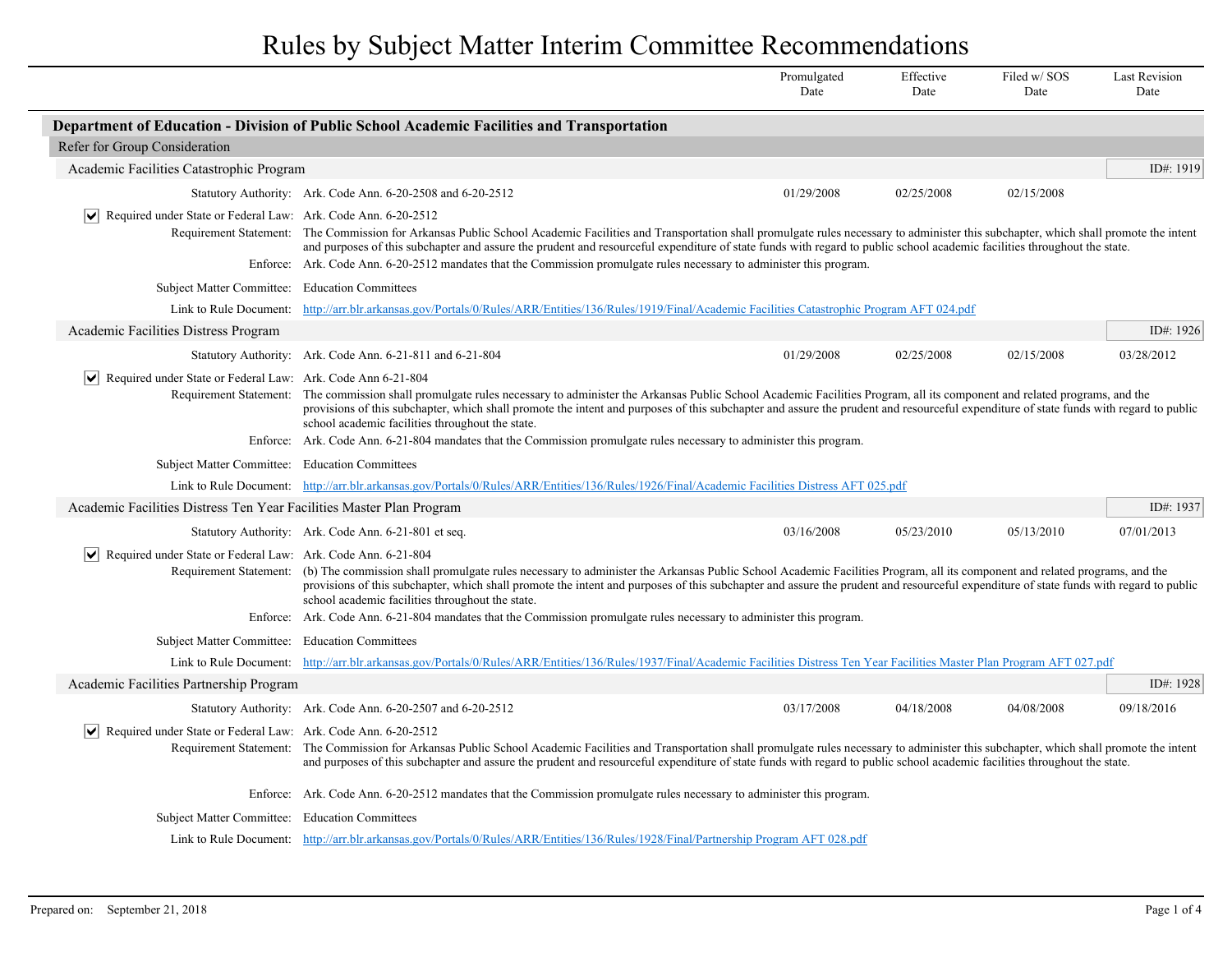# Rules by Subject Matter Interim Committee Recommendations

| | Promulgated Date | Effective Date | Filed w/ SOS Date | Last Revision Date |
|---|---|---|---|---|

## Department of Education - Division of Public School Academic Facilities and Transportation

### Refer for Group Consideration

#### Academic Facilities Catastrophic Program

ID#: 1919

| | Promulgated Date | Effective Date | Filed w/ SOS Date | Last Revision Date |
|---|---|---|---|---|
| Statutory Authority: Ark. Code Ann. 6-20-2508 and 6-20-2512 | 01/29/2008 | 02/25/2008 | 02/15/2008 | |

☑ Required under State or Federal Law: Ark. Code Ann. 6-20-2512

Requirement Statement: The Commission for Arkansas Public School Academic Facilities and Transportation shall promulgate rules necessary to administer this subchapter, which shall promote the intent and purposes of this subchapter and assure the prudent and resourceful expenditure of state funds with regard to public school academic facilities throughout the state.

Enforce: Ark. Code Ann. 6-20-2512 mandates that the Commission promulgate rules necessary to administer this program.

Subject Matter Committee: Education Committees

Link to Rule Document: http://arr.blr.arkansas.gov/Portals/0/Rules/ARR/Entities/136/Rules/1919/Final/Academic Facilities Catastrophic Program AFT 024.pdf

#### Academic Facilities Distress Program

ID#: 1926

| | Promulgated Date | Effective Date | Filed w/ SOS Date | Last Revision Date |
|---|---|---|---|---|
| Statutory Authority: Ark. Code Ann. 6-21-811 and 6-21-804 | 01/29/2008 | 02/25/2008 | 02/15/2008 | 03/28/2012 |

☑ Required under State or Federal Law: Ark. Code Ann 6-21-804

Requirement Statement: The commission shall promulgate rules necessary to administer the Arkansas Public School Academic Facilities Program, all its component and related programs, and the provisions of this subchapter, which shall promote the intent and purposes of this subchapter and assure the prudent and resourceful expenditure of state funds with regard to public school academic facilities throughout the state.

Enforce: Ark. Code Ann. 6-21-804 mandates that the Commission promulgate rules necessary to administer this program.

Subject Matter Committee: Education Committees

Link to Rule Document: http://arr.blr.arkansas.gov/Portals/0/Rules/ARR/Entities/136/Rules/1926/Final/Academic Facilities Distress AFT 025.pdf

#### Academic Facilities Distress Ten Year Facilities Master Plan Program

ID#: 1937

| | Promulgated Date | Effective Date | Filed w/ SOS Date | Last Revision Date |
|---|---|---|---|---|
| Statutory Authority: Ark. Code Ann. 6-21-801 et seq. | 03/16/2008 | 05/23/2010 | 05/13/2010 | 07/01/2013 |

☑ Required under State or Federal Law: Ark. Code Ann. 6-21-804

Requirement Statement: (b) The commission shall promulgate rules necessary to administer the Arkansas Public School Academic Facilities Program, all its component and related programs, and the provisions of this subchapter, which shall promote the intent and purposes of this subchapter and assure the prudent and resourceful expenditure of state funds with regard to public school academic facilities throughout the state.

Enforce: Ark. Code Ann. 6-21-804 mandates that the Commission promulgate rules necessary to administer this program.

Subject Matter Committee: Education Committees

Link to Rule Document: http://arr.blr.arkansas.gov/Portals/0/Rules/ARR/Entities/136/Rules/1937/Final/Academic Facilities Distress Ten Year Facilities Master Plan Program AFT 027.pdf

#### Academic Facilities Partnership Program

ID#: 1928

| | Promulgated Date | Effective Date | Filed w/ SOS Date | Last Revision Date |
|---|---|---|---|---|
| Statutory Authority: Ark. Code Ann. 6-20-2507 and 6-20-2512 | 03/17/2008 | 04/18/2008 | 04/08/2008 | 09/18/2016 |

☑ Required under State or Federal Law: Ark. Code Ann. 6-20-2512

Requirement Statement: The Commission for Arkansas Public School Academic Facilities and Transportation shall promulgate rules necessary to administer this subchapter, which shall promote the intent and purposes of this subchapter and assure the prudent and resourceful expenditure of state funds with regard to public school academic facilities throughout the state.

Enforce: Ark. Code Ann. 6-20-2512 mandates that the Commission promulgate rules necessary to administer this program.

Subject Matter Committee: Education Committees

Link to Rule Document: http://arr.blr.arkansas.gov/Portals/0/Rules/ARR/Entities/136/Rules/1928/Final/Partnership Program AFT 028.pdf

Prepared on: September 21, 2018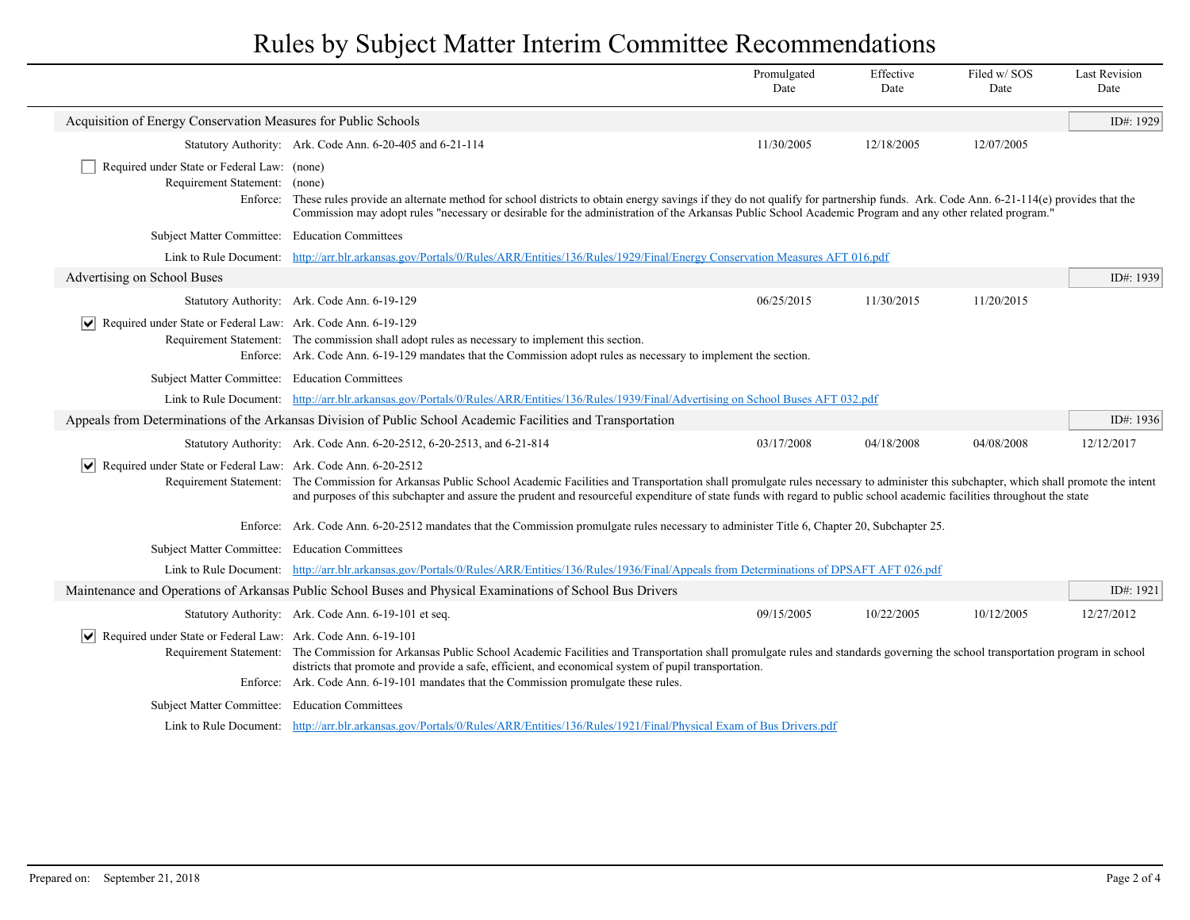# Rules by Subject Matter Interim Committee Recommendations

| | Promulgated Date | Effective Date | Filed w/ SOS Date | Last Revision Date |
|---|---|---|---|---|

## Acquisition of Energy Conservation Measures for Public Schools

**ID#: 1929**

| | Promulgated Date | Effective Date | Filed w/ SOS Date | Last Revision Date |
|---|---|---|---|---|
| Statutory Authority: Ark. Code Ann. 6-20-405 and 6-21-114 | 11/30/2005 | 12/18/2005 | 12/07/2005 | |

☐ Required under State or Federal Law: (none)

Requirement Statement: (none)

Enforce: These rules provide an alternate method for school districts to obtain energy savings if they do not qualify for partnership funds. Ark. Code Ann. 6-21-114(e) provides that the Commission may adopt rules "necessary or desirable for the administration of the Arkansas Public School Academic Program and any other related program."

Subject Matter Committee: Education Committees

Link to Rule Document: [http://arr.blr.arkansas.gov/Portals/0/Rules/ARR/Entities/136/Rules/1929/Final/Energy Conservation Measures AFT 016.pdf](http://arr.blr.arkansas.gov/Portals/0/Rules/ARR/Entities/136/Rules/1929/Final/Energy Conservation Measures AFT 016.pdf)

## Advertising on School Buses

**ID#: 1939**

| | Promulgated Date | Effective Date | Filed w/ SOS Date | Last Revision Date |
|---|---|---|---|---|
| Statutory Authority: Ark. Code Ann. 6-19-129 | 06/25/2015 | 11/30/2015 | 11/20/2015 | |

☑ Required under State or Federal Law: Ark. Code Ann. 6-19-129

Requirement Statement: The commission shall adopt rules as necessary to implement this section.

Enforce: Ark. Code Ann. 6-19-129 mandates that the Commission adopt rules as necessary to implement the section.

Subject Matter Committee: Education Committees

Link to Rule Document: [http://arr.blr.arkansas.gov/Portals/0/Rules/ARR/Entities/136/Rules/1939/Final/Advertising on School Buses AFT 032.pdf](http://arr.blr.arkansas.gov/Portals/0/Rules/ARR/Entities/136/Rules/1939/Final/Advertising on School Buses AFT 032.pdf)

## Appeals from Determinations of the Arkansas Division of Public School Academic Facilities and Transportation

**ID#: 1936**

| | Promulgated Date | Effective Date | Filed w/ SOS Date | Last Revision Date |
|---|---|---|---|---|
| Statutory Authority: Ark. Code Ann. 6-20-2512, 6-20-2513, and 6-21-814 | 03/17/2008 | 04/18/2008 | 04/08/2008 | 12/12/2017 |

☑ Required under State or Federal Law: Ark. Code Ann. 6-20-2512

Requirement Statement: The Commission for Arkansas Public School Academic Facilities and Transportation shall promulgate rules necessary to administer this subchapter, which shall promote the intent and purposes of this subchapter and assure the prudent and resourceful expenditure of state funds with regard to public school academic facilities throughout the state

Enforce: Ark. Code Ann. 6-20-2512 mandates that the Commission promulgate rules necessary to administer Title 6, Chapter 20, Subchapter 25.

Subject Matter Committee: Education Committees

Link to Rule Document: [http://arr.blr.arkansas.gov/Portals/0/Rules/ARR/Entities/136/Rules/1936/Final/Appeals from Determinations of DPSAFT AFT 026.pdf](http://arr.blr.arkansas.gov/Portals/0/Rules/ARR/Entities/136/Rules/1936/Final/Appeals from Determinations of DPSAFT AFT 026.pdf)

## Maintenance and Operations of Arkansas Public School Buses and Physical Examinations of School Bus Drivers

**ID#: 1921**

| | Promulgated Date | Effective Date | Filed w/ SOS Date | Last Revision Date |
|---|---|---|---|---|
| Statutory Authority: Ark. Code Ann. 6-19-101 et seq. | 09/15/2005 | 10/22/2005 | 10/12/2005 | 12/27/2012 |

☑ Required under State or Federal Law: Ark. Code Ann. 6-19-101

Requirement Statement: The Commission for Arkansas Public School Academic Facilities and Transportation shall promulgate rules and standards governing the school transportation program in school districts that promote and provide a safe, efficient, and economical system of pupil transportation.

Enforce: Ark. Code Ann. 6-19-101 mandates that the Commission promulgate these rules.

Subject Matter Committee: Education Committees

Link to Rule Document: [http://arr.blr.arkansas.gov/Portals/0/Rules/ARR/Entities/136/Rules/1921/Final/Physical Exam of Bus Drivers.pdf](http://arr.blr.arkansas.gov/Portals/0/Rules/ARR/Entities/136/Rules/1921/Final/Physical Exam of Bus Drivers.pdf)

Prepared on: September 21, 2018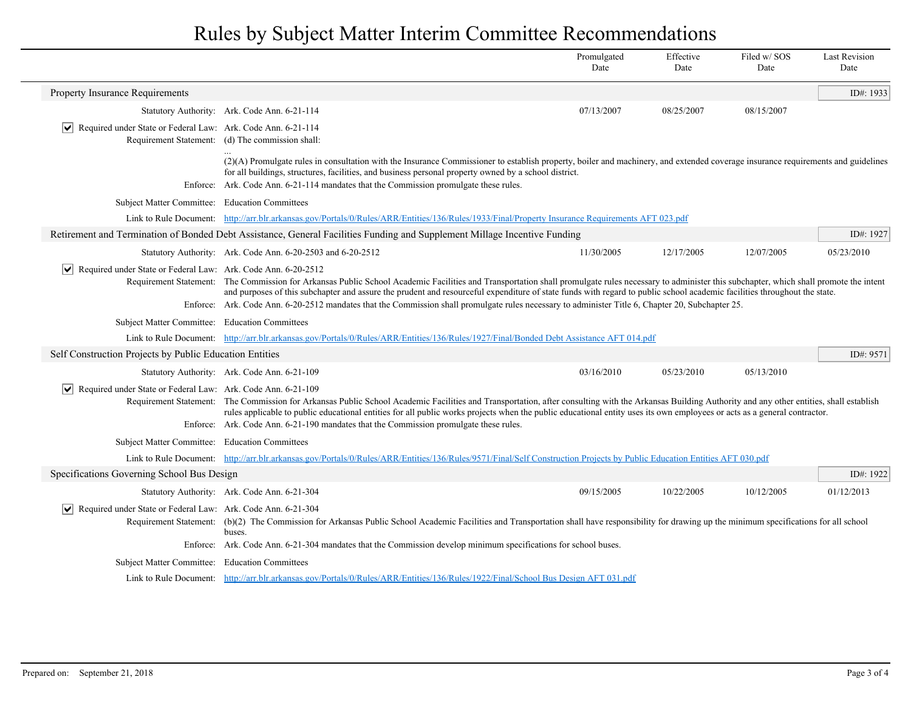# Rules by Subject Matter Interim Committee Recommendations

| | Promulgated Date | Effective Date | Filed w/ SOS Date | Last Revision Date |
|---|---|---|---|---|

## Property Insurance Requirements

**ID#: 1933**

| | Promulgated Date | Effective Date | Filed w/ SOS Date | Last Revision Date |
|---|---|---|---|---|
| Statutory Authority: Ark. Code Ann. 6-21-114 | 07/13/2007 | 08/25/2007 | 08/15/2007 | |

☑ Required under State or Federal Law: Ark. Code Ann. 6-21-114

Requirement Statement: (d) The commission shall:

...

(2)(A) Promulgate rules in consultation with the Insurance Commissioner to establish property, boiler and machinery, and extended coverage insurance requirements and guidelines for all buildings, structures, facilities, and business personal property owned by a school district.

Enforce: Ark. Code Ann. 6-21-114 mandates that the Commission promulgate these rules.

Subject Matter Committee: Education Committees

Link to Rule Document: http://arr.blr.arkansas.gov/Portals/0/Rules/ARR/Entities/136/Rules/1933/Final/Property Insurance Requirements AFT 023.pdf

## Retirement and Termination of Bonded Debt Assistance, General Facilities Funding and Supplement Millage Incentive Funding

**ID#: 1927**

| | Promulgated Date | Effective Date | Filed w/ SOS Date | Last Revision Date |
|---|---|---|---|---|
| Statutory Authority: Ark. Code Ann. 6-20-2503 and 6-20-2512 | 11/30/2005 | 12/17/2005 | 12/07/2005 | 05/23/2010 |

☑ Required under State or Federal Law: Ark. Code Ann. 6-20-2512

Requirement Statement: The Commission for Arkansas Public School Academic Facilities and Transportation shall promulgate rules necessary to administer this subchapter, which shall promote the intent and purposes of this subchapter and assure the prudent and resourceful expenditure of state funds with regard to public school academic facilities throughout the state.

Enforce: Ark. Code Ann. 6-20-2512 mandates that the Commission shall promulgate rules necessary to administer Title 6, Chapter 20, Subchapter 25.

Subject Matter Committee: Education Committees

Link to Rule Document: http://arr.blr.arkansas.gov/Portals/0/Rules/ARR/Entities/136/Rules/1927/Final/Bonded Debt Assistance AFT 014.pdf

## Self Construction Projects by Public Education Entities

**ID#: 9571**

| | Promulgated Date | Effective Date | Filed w/ SOS Date | Last Revision Date |
|---|---|---|---|---|
| Statutory Authority: Ark. Code Ann. 6-21-109 | 03/16/2010 | 05/23/2010 | 05/13/2010 | |

☑ Required under State or Federal Law: Ark. Code Ann. 6-21-109

Requirement Statement: The Commission for Arkansas Public School Academic Facilities and Transportation, after consulting with the Arkansas Building Authority and any other entities, shall establish rules applicable to public educational entities for all public works projects when the public educational entity uses its own employees or acts as a general contractor.

Enforce: Ark. Code Ann. 6-21-190 mandates that the Commission promulgate these rules.

Subject Matter Committee: Education Committees

Link to Rule Document: http://arr.blr.arkansas.gov/Portals/0/Rules/ARR/Entities/136/Rules/9571/Final/Self Construction Projects by Public Education Entities AFT 030.pdf

## Specifications Governing School Bus Design

**ID#: 1922**

| | Promulgated Date | Effective Date | Filed w/ SOS Date | Last Revision Date |
|---|---|---|---|---|
| Statutory Authority: Ark. Code Ann. 6-21-304 | 09/15/2005 | 10/22/2005 | 10/12/2005 | 01/12/2013 |

☑ Required under State or Federal Law: Ark. Code Ann. 6-21-304

Requirement Statement: (b)(2) The Commission for Arkansas Public School Academic Facilities and Transportation shall have responsibility for drawing up the minimum specifications for all school buses.

Enforce: Ark. Code Ann. 6-21-304 mandates that the Commission develop minimum specifications for school buses.

Subject Matter Committee: Education Committees

Link to Rule Document: http://arr.blr.arkansas.gov/Portals/0/Rules/ARR/Entities/136/Rules/1922/Final/School Bus Design AFT 031.pdf

Prepared on: September 21, 2018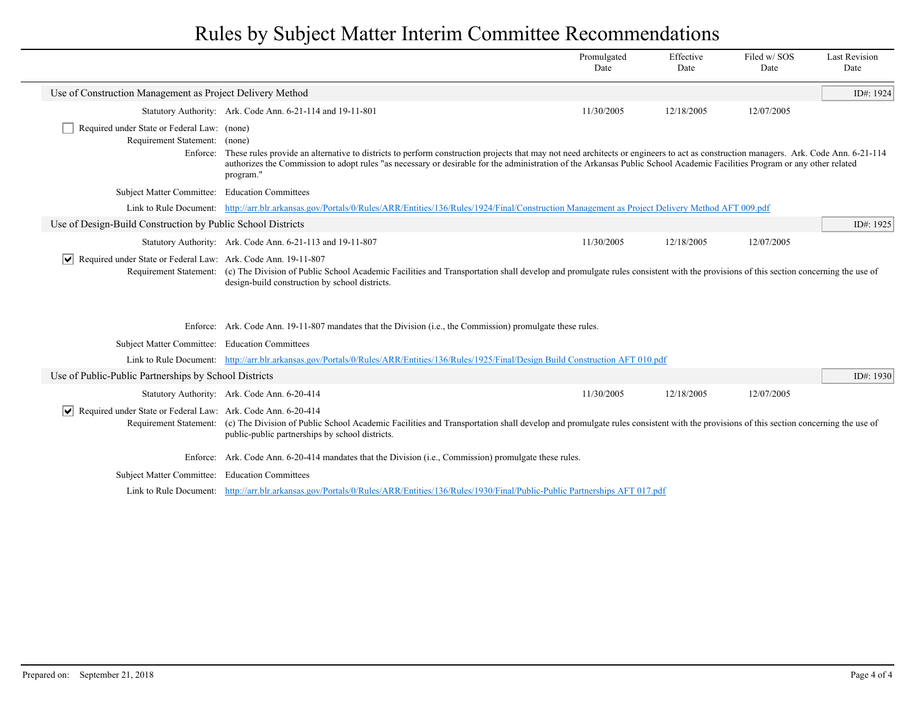# Rules by Subject Matter Interim Committee Recommendations

| | Promulgated Date | Effective Date | Filed w/ SOS Date | Last Revision Date |
|---|---|---|---|---|

## Use of Construction Management as Project Delivery Method

ID#: 1924

| | Promulgated Date | Effective Date | Filed w/ SOS Date | Last Revision Date |
|---|---|---|---|---|
| Statutory Authority: Ark. Code Ann. 6-21-114 and 19-11-801 | 11/30/2005 | 12/18/2005 | 12/07/2005 | |

☐ Required under State or Federal Law: (none)

Requirement Statement: (none)

Enforce: These rules provide an alternative to districts to perform construction projects that may not need architects or engineers to act as construction managers. Ark. Code Ann. 6-21-114 authorizes the Commission to adopt rules "as necessary or desirable for the administration of the Arkansas Public School Academic Facilities Program or any other related program."

Subject Matter Committee: Education Committees

Link to Rule Document: [http://arr.blr.arkansas.gov/Portals/0/Rules/ARR/Entities/136/Rules/1924/Final/Construction Management as Project Delivery Method AFT 009.pdf](http://arr.blr.arkansas.gov/Portals/0/Rules/ARR/Entities/136/Rules/1924/Final/Construction Management as Project Delivery Method AFT 009.pdf)

## Use of Design-Build Construction by Public School Districts

ID#: 1925

| | Promulgated Date | Effective Date | Filed w/ SOS Date | Last Revision Date |
|---|---|---|---|---|
| Statutory Authority: Ark. Code Ann. 6-21-113 and 19-11-807 | 11/30/2005 | 12/18/2005 | 12/07/2005 | |

☑ Required under State or Federal Law: Ark. Code Ann. 19-11-807

Requirement Statement: (c) The Division of Public School Academic Facilities and Transportation shall develop and promulgate rules consistent with the provisions of this section concerning the use of design-build construction by school districts.

Enforce: Ark. Code Ann. 19-11-807 mandates that the Division (i.e., the Commission) promulgate these rules.

Subject Matter Committee: Education Committees

Link to Rule Document: [http://arr.blr.arkansas.gov/Portals/0/Rules/ARR/Entities/136/Rules/1925/Final/Design Build Construction AFT 010.pdf](http://arr.blr.arkansas.gov/Portals/0/Rules/ARR/Entities/136/Rules/1925/Final/Design Build Construction AFT 010.pdf)

## Use of Public-Public Partnerships by School Districts

ID#: 1930

| | Promulgated Date | Effective Date | Filed w/ SOS Date | Last Revision Date |
|---|---|---|---|---|
| Statutory Authority: Ark. Code Ann. 6-20-414 | 11/30/2005 | 12/18/2005 | 12/07/2005 | |

☑ Required under State or Federal Law: Ark. Code Ann. 6-20-414

Requirement Statement: (c) The Division of Public School Academic Facilities and Transportation shall develop and promulgate rules consistent with the provisions of this section concerning the use of public-public partnerships by school districts.

Enforce: Ark. Code Ann. 6-20-414 mandates that the Division (i.e., Commission) promulgate these rules.

Subject Matter Committee: Education Committees

Link to Rule Document: [http://arr.blr.arkansas.gov/Portals/0/Rules/ARR/Entities/136/Rules/1930/Final/Public-Public Partnerships AFT 017.pdf](http://arr.blr.arkansas.gov/Portals/0/Rules/ARR/Entities/136/Rules/1930/Final/Public-Public Partnerships AFT 017.pdf)

Prepared on: September 21, 2018